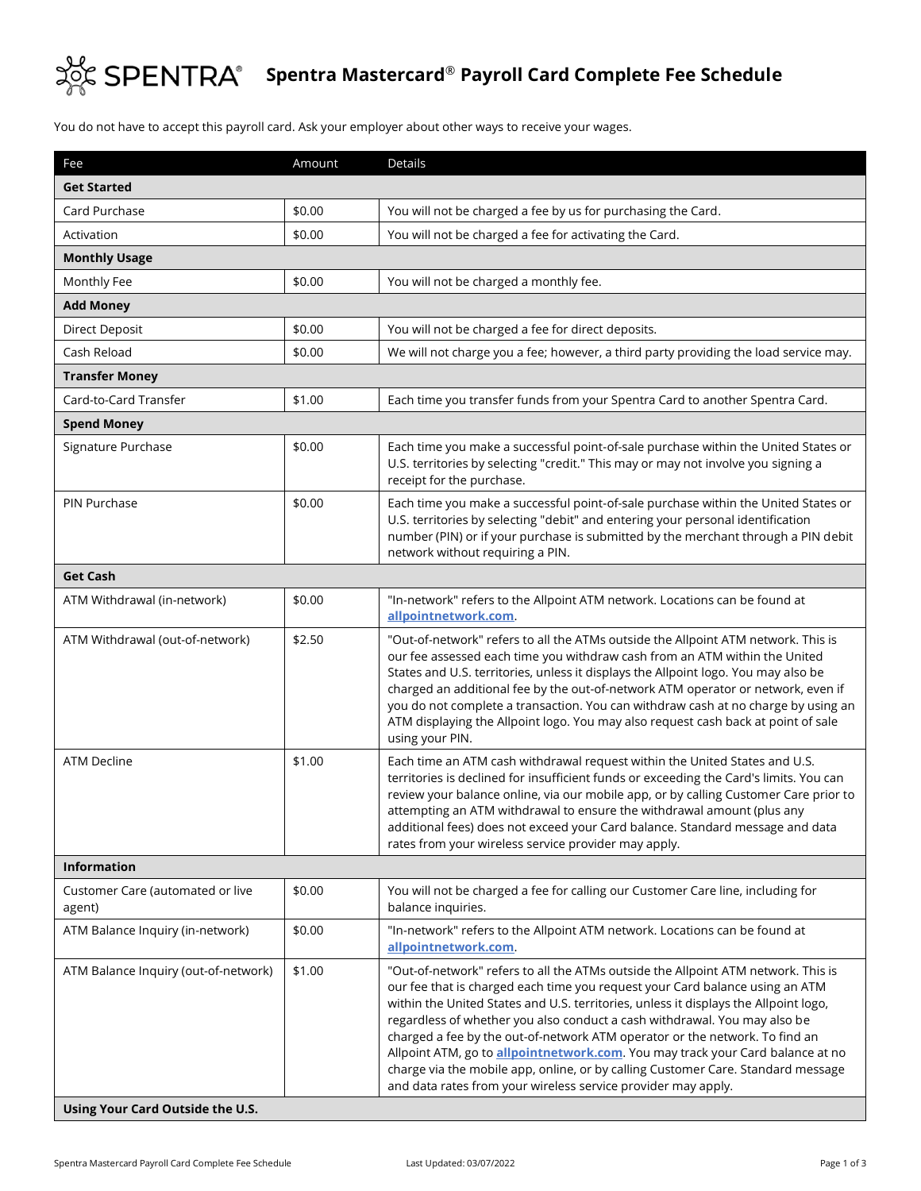# Spentra Mastercard® Payroll Card Complete Fee Schedule

You do not have to accept this payroll card. Ask your employer about other ways to receive your wages.

| Fee | Amount | Details |
| --- | --- | --- |
| **Get Started** | | |
| Card Purchase | $0.00 | You will not be charged a fee by us for purchasing the Card. |
| Activation | $0.00 | You will not be charged a fee for activating the Card. |
| **Monthly Usage** | | |
| Monthly Fee | $0.00 | You will not be charged a monthly fee. |
| **Add Money** | | |
| Direct Deposit | $0.00 | You will not be charged a fee for direct deposits. |
| Cash Reload | $0.00 | We will not charge you a fee; however, a third party providing the load service may. |
| **Transfer Money** | | |
| Card-to-Card Transfer | $1.00 | Each time you transfer funds from your Spentra Card to another Spentra Card. |
| **Spend Money** | | |
| Signature Purchase | $0.00 | Each time you make a successful point-of-sale purchase within the United States or U.S. territories by selecting "credit." This may or may not involve you signing a receipt for the purchase. |
| PIN Purchase | $0.00 | Each time you make a successful point-of-sale purchase within the United States or U.S. territories by selecting "debit" and entering your personal identification number (PIN) or if your purchase is submitted by the merchant through a PIN debit network without requiring a PIN. |
| **Get Cash** | | |
| ATM Withdrawal (in-network) | $0.00 | "In-network" refers to the Allpoint ATM network. Locations can be found at **allpointnetwork.com**. |
| ATM Withdrawal (out-of-network) | $2.50 | "Out-of-network" refers to all the ATMs outside the Allpoint ATM network. This is our fee assessed each time you withdraw cash from an ATM within the United States and U.S. territories, unless it displays the Allpoint logo. You may also be charged an additional fee by the out-of-network ATM operator or network, even if you do not complete a transaction. You can withdraw cash at no charge by using an ATM displaying the Allpoint logo. You may also request cash back at point of sale using your PIN. |
| ATM Decline | $1.00 | Each time an ATM cash withdrawal request within the United States and U.S. territories is declined for insufficient funds or exceeding the Card's limits. You can review your balance online, via our mobile app, or by calling Customer Care prior to attempting an ATM withdrawal to ensure the withdrawal amount (plus any additional fees) does not exceed your Card balance. Standard message and data rates from your wireless service provider may apply. |
| **Information** | | |
| Customer Care (automated or live agent) | $0.00 | You will not be charged a fee for calling our Customer Care line, including for balance inquiries. |
| ATM Balance Inquiry (in-network) | $0.00 | "In-network" refers to the Allpoint ATM network. Locations can be found at **allpointnetwork.com**. |
| ATM Balance Inquiry (out-of-network) | $1.00 | "Out-of-network" refers to all the ATMs outside the Allpoint ATM network. This is our fee that is charged each time you request your Card balance using an ATM within the United States and U.S. territories, unless it displays the Allpoint logo, regardless of whether you also conduct a cash withdrawal. You may also be charged a fee by the out-of-network ATM operator or the network. To find an Allpoint ATM, go to **allpointnetwork.com**. You may track your Card balance at no charge via the mobile app, online, or by calling Customer Care. Standard message and data rates from your wireless service provider may apply. |
| **Using Your Card Outside the U.S.** | | |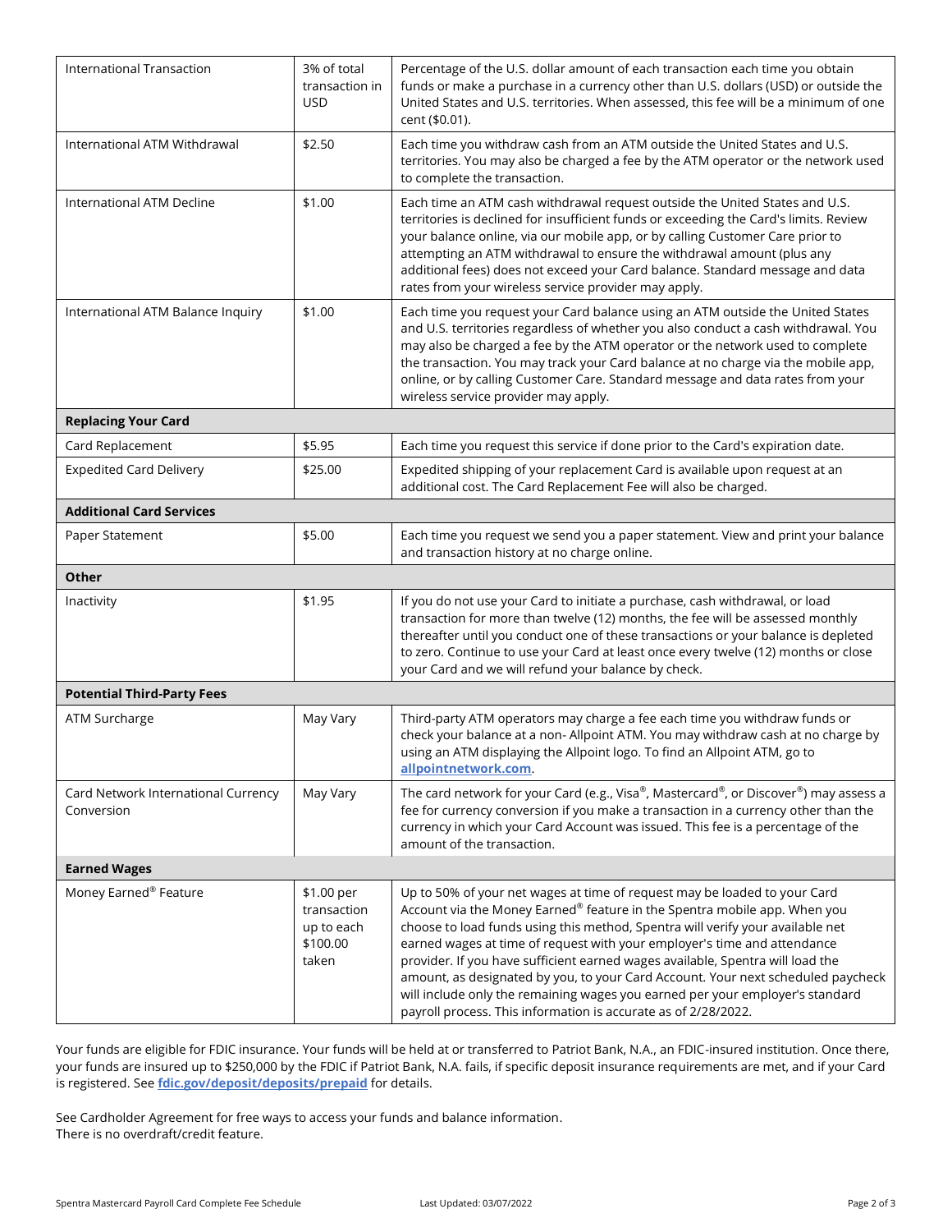| | | |
|---|---|---|
| International Transaction | 3% of total transaction in USD | Percentage of the U.S. dollar amount of each transaction each time you obtain funds or make a purchase in a currency other than U.S. dollars (USD) or outside the United States and U.S. territories. When assessed, this fee will be a minimum of one cent ($0.01). |
| International ATM Withdrawal | $2.50 | Each time you withdraw cash from an ATM outside the United States and U.S. territories. You may also be charged a fee by the ATM operator or the network used to complete the transaction. |
| International ATM Decline | $1.00 | Each time an ATM cash withdrawal request outside the United States and U.S. territories is declined for insufficient funds or exceeding the Card's limits. Review your balance online, via our mobile app, or by calling Customer Care prior to attempting an ATM withdrawal to ensure the withdrawal amount (plus any additional fees) does not exceed your Card balance. Standard message and data rates from your wireless service provider may apply. |
| International ATM Balance Inquiry | $1.00 | Each time you request your Card balance using an ATM outside the United States and U.S. territories regardless of whether you also conduct a cash withdrawal. You may also be charged a fee by the ATM operator or the network used to complete the transaction. You may track your Card balance at no charge via the mobile app, online, or by calling Customer Care. Standard message and data rates from your wireless service provider may apply. |
| **Replacing Your Card** | | |
| Card Replacement | $5.95 | Each time you request this service if done prior to the Card's expiration date. |
| Expedited Card Delivery | $25.00 | Expedited shipping of your replacement Card is available upon request at an additional cost. The Card Replacement Fee will also be charged. |
| **Additional Card Services** | | |
| Paper Statement | $5.00 | Each time you request we send you a paper statement. View and print your balance and transaction history at no charge online. |
| **Other** | | |
| Inactivity | $1.95 | If you do not use your Card to initiate a purchase, cash withdrawal, or load transaction for more than twelve (12) months, the fee will be assessed monthly thereafter until you conduct one of these transactions or your balance is depleted to zero. Continue to use your Card at least once every twelve (12) months or close your Card and we will refund your balance by check. |
| **Potential Third-Party Fees** | | |
| ATM Surcharge | May Vary | Third-party ATM operators may charge a fee each time you withdraw funds or check your balance at a non- Allpoint ATM. You may withdraw cash at no charge by using an ATM displaying the Allpoint logo. To find an Allpoint ATM, go to **allpointnetwork.com**. |
| Card Network International Currency Conversion | May Vary | The card network for your Card (e.g., Visa®, Mastercard®, or Discover®) may assess a fee for currency conversion if you make a transaction in a currency other than the currency in which your Card Account was issued. This fee is a percentage of the amount of the transaction. |
| **Earned Wages** | | |
| Money Earned® Feature | $1.00 per transaction up to each $100.00 taken | Up to 50% of your net wages at time of request may be loaded to your Card Account via the Money Earned® feature in the Spentra mobile app. When you choose to load funds using this method, Spentra will verify your available net earned wages at time of request with your employer's time and attendance provider. If you have sufficient earned wages available, Spentra will load the amount, as designated by you, to your Card Account. Your next scheduled paycheck will include only the remaining wages you earned per your employer's standard payroll process. This information is accurate as of 2/28/2022. |

Your funds are eligible for FDIC insurance. Your funds will be held at or transferred to Patriot Bank, N.A., an FDIC-insured institution. Once there, your funds are insured up to $250,000 by the FDIC if Patriot Bank, N.A. fails, if specific deposit insurance requirements are met, and if your Card is registered. See **fdic.gov/deposit/deposits/prepaid** for details.

See Cardholder Agreement for free ways to access your funds and balance information.
There is no overdraft/credit feature.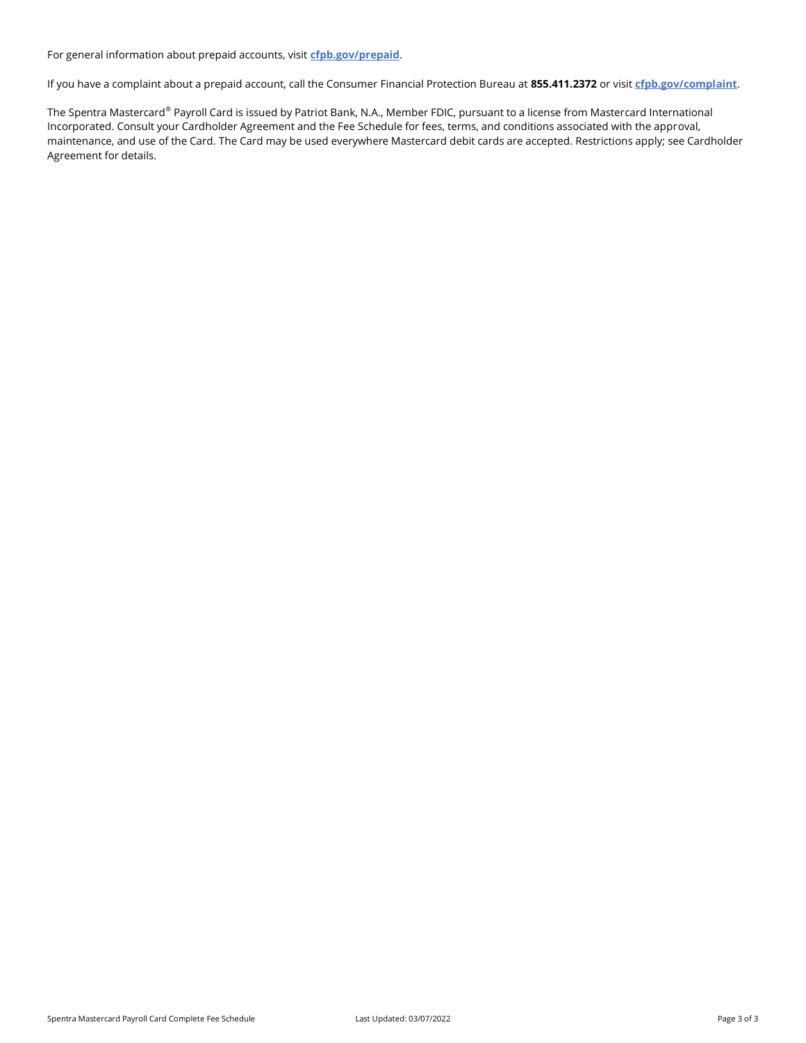For general information about prepaid accounts, visit **cfpb.gov/prepaid**.

If you have a complaint about a prepaid account, call the Consumer Financial Protection Bureau at **855.411.2372** or visit **cfpb.gov/complaint**.

The Spentra Mastercard® Payroll Card is issued by Patriot Bank, N.A., Member FDIC, pursuant to a license from Mastercard International Incorporated. Consult your Cardholder Agreement and the Fee Schedule for fees, terms, and conditions associated with the approval, maintenance, and use of the Card. The Card may be used everywhere Mastercard debit cards are accepted. Restrictions apply; see Cardholder Agreement for details.